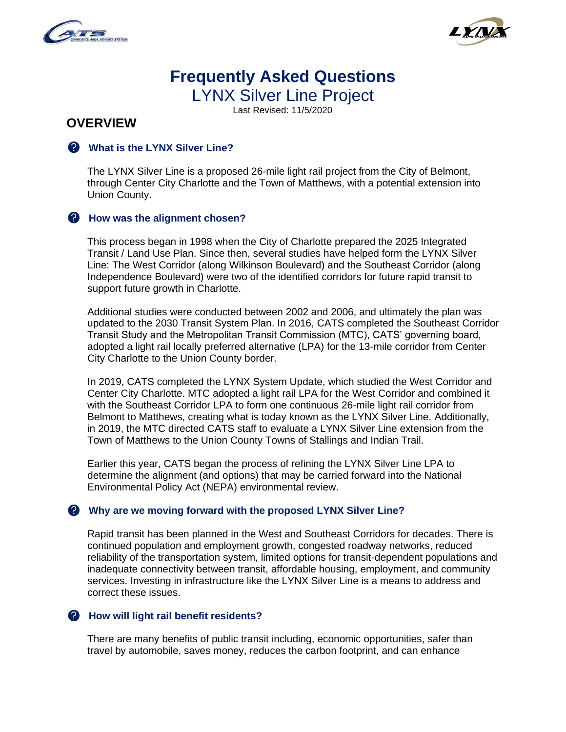# Frequently Asked Questions

## LYNX Silver Line Project

Last Revised: 11/5/2020

## OVERVIEW

### What is the LYNX Silver Line?

The LYNX Silver Line is a proposed 26-mile light rail project from the City of Belmont, through Center City Charlotte and the Town of Matthews, with a potential extension into Union County.

### How was the alignment chosen?

This process began in 1998 when the City of Charlotte prepared the 2025 Integrated Transit / Land Use Plan. Since then, several studies have helped form the LYNX Silver Line: The West Corridor (along Wilkinson Boulevard) and the Southeast Corridor (along Independence Boulevard) were two of the identified corridors for future rapid transit to support future growth in Charlotte.

Additional studies were conducted between 2002 and 2006, and ultimately the plan was updated to the 2030 Transit System Plan. In 2016, CATS completed the Southeast Corridor Transit Study and the Metropolitan Transit Commission (MTC), CATS' governing board, adopted a light rail locally preferred alternative (LPA) for the 13-mile corridor from Center City Charlotte to the Union County border.

In 2019, CATS completed the LYNX System Update, which studied the West Corridor and Center City Charlotte. MTC adopted a light rail LPA for the West Corridor and combined it with the Southeast Corridor LPA to form one continuous 26-mile light rail corridor from Belmont to Matthews, creating what is today known as the LYNX Silver Line. Additionally, in 2019, the MTC directed CATS staff to evaluate a LYNX Silver Line extension from the Town of Matthews to the Union County Towns of Stallings and Indian Trail.

Earlier this year, CATS began the process of refining the LYNX Silver Line LPA to determine the alignment (and options) that may be carried forward into the National Environmental Policy Act (NEPA) environmental review.

### Why are we moving forward with the proposed LYNX Silver Line?

Rapid transit has been planned in the West and Southeast Corridors for decades. There is continued population and employment growth, congested roadway networks, reduced reliability of the transportation system, limited options for transit-dependent populations and inadequate connectivity between transit, affordable housing, employment, and community services. Investing in infrastructure like the LYNX Silver Line is a means to address and correct these issues.

### How will light rail benefit residents?

There are many benefits of public transit including, economic opportunities, safer than travel by automobile, saves money, reduces the carbon footprint, and can enhance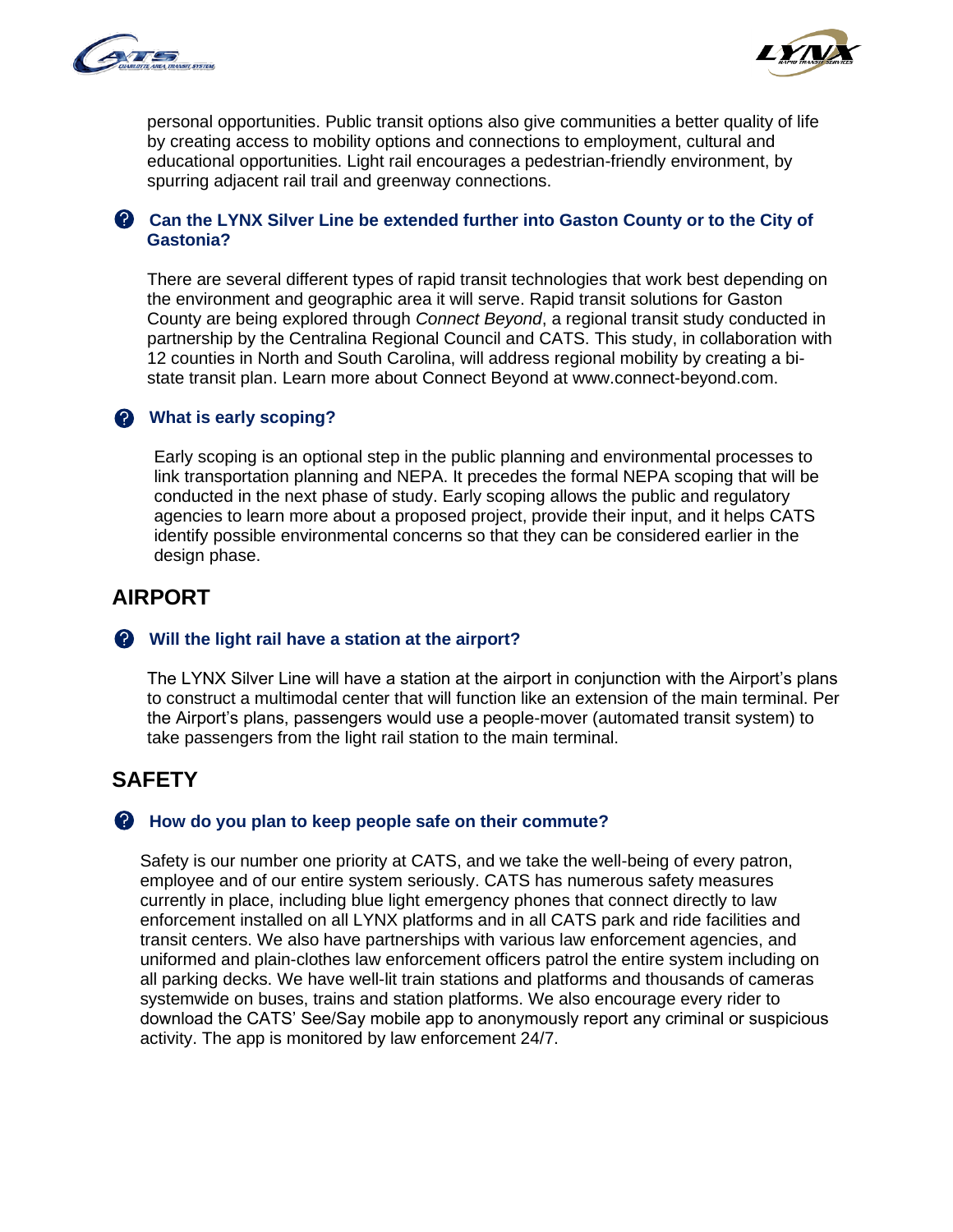personal opportunities. Public transit options also give communities a better quality of life by creating access to mobility options and connections to employment, cultural and educational opportunities. Light rail encourages a pedestrian-friendly environment, by spurring adjacent rail trail and greenway connections.

### Can the LYNX Silver Line be extended further into Gaston County or to the City of Gastonia?

There are several different types of rapid transit technologies that work best depending on the environment and geographic area it will serve. Rapid transit solutions for Gaston County are being explored through *Connect Beyond*, a regional transit study conducted in partnership by the Centralina Regional Council and CATS. This study, in collaboration with 12 counties in North and South Carolina, will address regional mobility by creating a bi-state transit plan. Learn more about Connect Beyond at www.connect-beyond.com.

### What is early scoping?

Early scoping is an optional step in the public planning and environmental processes to link transportation planning and NEPA. It precedes the formal NEPA scoping that will be conducted in the next phase of study. Early scoping allows the public and regulatory agencies to learn more about a proposed project, provide their input, and it helps CATS identify possible environmental concerns so that they can be considered earlier in the design phase.

## AIRPORT

### Will the light rail have a station at the airport?

The LYNX Silver Line will have a station at the airport in conjunction with the Airport's plans to construct a multimodal center that will function like an extension of the main terminal. Per the Airport's plans, passengers would use a people-mover (automated transit system) to take passengers from the light rail station to the main terminal.

## SAFETY

### How do you plan to keep people safe on their commute?

Safety is our number one priority at CATS, and we take the well-being of every patron, employee and of our entire system seriously. CATS has numerous safety measures currently in place, including blue light emergency phones that connect directly to law enforcement installed on all LYNX platforms and in all CATS park and ride facilities and transit centers. We also have partnerships with various law enforcement agencies, and uniformed and plain-clothes law enforcement officers patrol the entire system including on all parking decks. We have well-lit train stations and platforms and thousands of cameras systemwide on buses, trains and station platforms. We also encourage every rider to download the CATS' See/Say mobile app to anonymously report any criminal or suspicious activity. The app is monitored by law enforcement 24/7.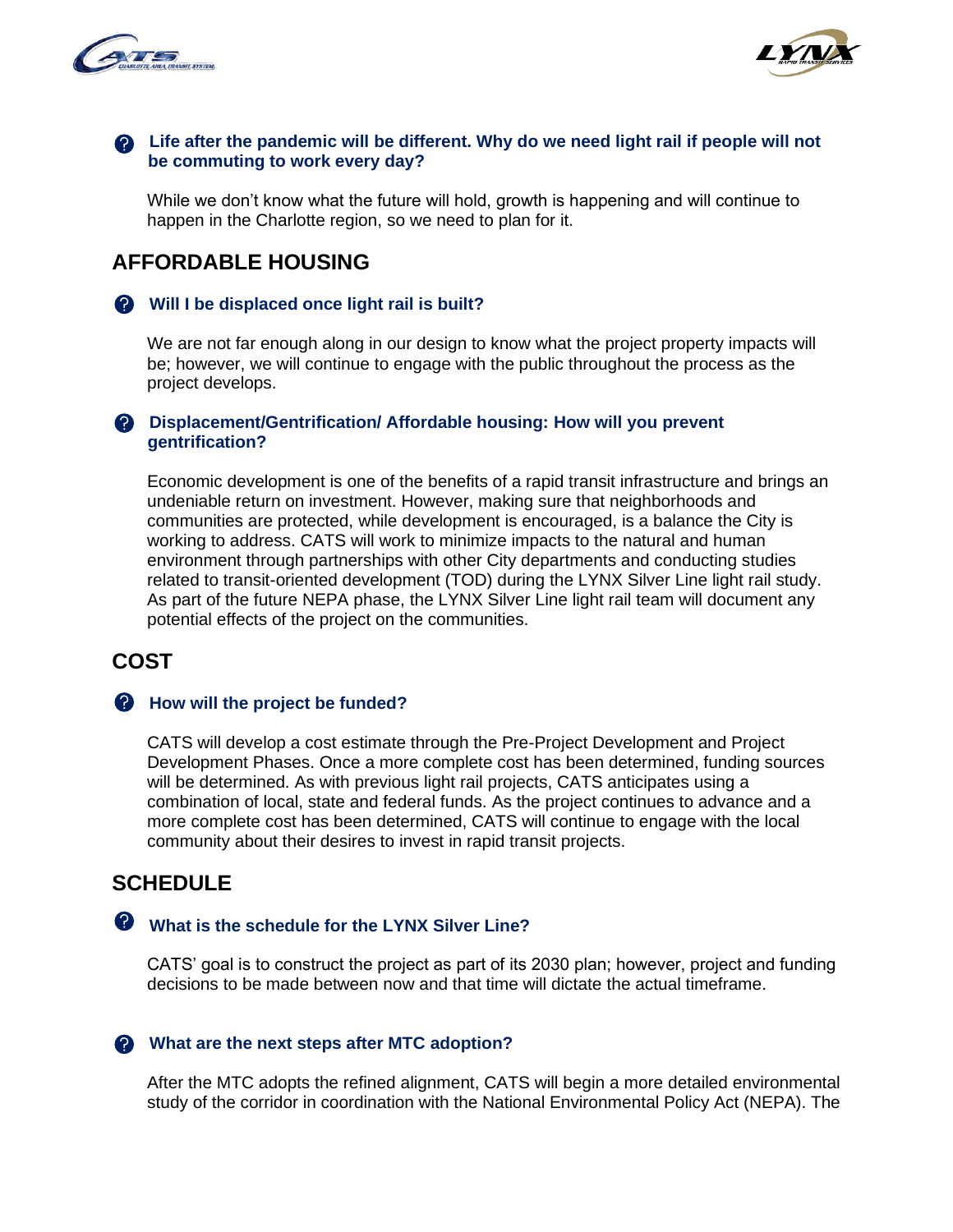**Life after the pandemic will be different. Why do we need light rail if people will not be commuting to work every day?**

While we don't know what the future will hold, growth is happening and will continue to happen in the Charlotte region, so we need to plan for it.

## AFFORDABLE HOUSING

**Will I be displaced once light rail is built?**

We are not far enough along in our design to know what the project property impacts will be; however, we will continue to engage with the public throughout the process as the project develops.

**Displacement/Gentrification/ Affordable housing: How will you prevent gentrification?**

Economic development is one of the benefits of a rapid transit infrastructure and brings an undeniable return on investment. However, making sure that neighborhoods and communities are protected, while development is encouraged, is a balance the City is working to address. CATS will work to minimize impacts to the natural and human environment through partnerships with other City departments and conducting studies related to transit-oriented development (TOD) during the LYNX Silver Line light rail study. As part of the future NEPA phase, the LYNX Silver Line light rail team will document any potential effects of the project on the communities.

## COST

**How will the project be funded?**

CATS will develop a cost estimate through the Pre-Project Development and Project Development Phases. Once a more complete cost has been determined, funding sources will be determined. As with previous light rail projects, CATS anticipates using a combination of local, state and federal funds. As the project continues to advance and a more complete cost has been determined, CATS will continue to engage with the local community about their desires to invest in rapid transit projects.

## SCHEDULE

**What is the schedule for the LYNX Silver Line?**

CATS' goal is to construct the project as part of its 2030 plan; however, project and funding decisions to be made between now and that time will dictate the actual timeframe.

**What are the next steps after MTC adoption?**

After the MTC adopts the refined alignment, CATS will begin a more detailed environmental study of the corridor in coordination with the National Environmental Policy Act (NEPA). The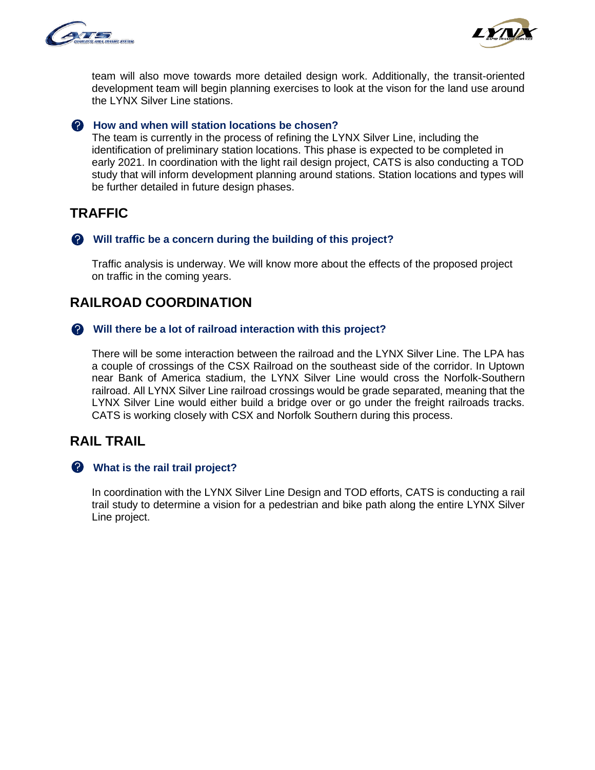team will also move towards more detailed design work. Additionally, the transit-oriented development team will begin planning exercises to look at the vison for the land use around the LYNX Silver Line stations.

**How and when will station locations be chosen?**

The team is currently in the process of refining the LYNX Silver Line, including the identification of preliminary station locations. This phase is expected to be completed in early 2021. In coordination with the light rail design project, CATS is also conducting a TOD study that will inform development planning around stations. Station locations and types will be further detailed in future design phases.

## TRAFFIC

**Will traffic be a concern during the building of this project?**

Traffic analysis is underway. We will know more about the effects of the proposed project on traffic in the coming years.

## RAILROAD COORDINATION

**Will there be a lot of railroad interaction with this project?**

There will be some interaction between the railroad and the LYNX Silver Line. The LPA has a couple of crossings of the CSX Railroad on the southeast side of the corridor. In Uptown near Bank of America stadium, the LYNX Silver Line would cross the Norfolk-Southern railroad. All LYNX Silver Line railroad crossings would be grade separated, meaning that the LYNX Silver Line would either build a bridge over or go under the freight railroads tracks. CATS is working closely with CSX and Norfolk Southern during this process.

## RAIL TRAIL

**What is the rail trail project?**

In coordination with the LYNX Silver Line Design and TOD efforts, CATS is conducting a rail trail study to determine a vision for a pedestrian and bike path along the entire LYNX Silver Line project.